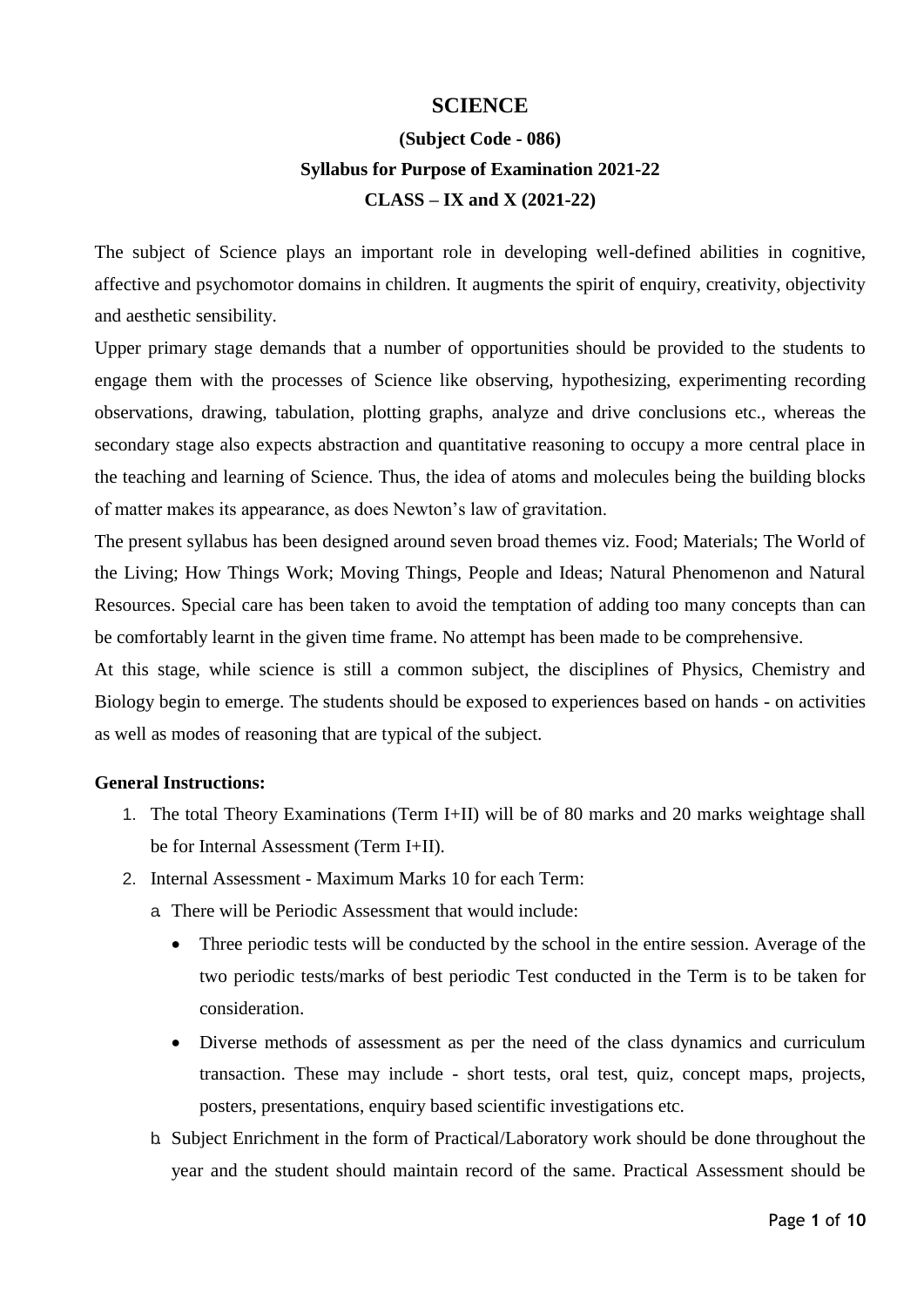# SCIENCE

## (Subject Code - 086)

## Syllabus for Purpose of Examination 2021-22

## CLASS – IX and X (2021-22)

The subject of Science plays an important role in developing well-defined abilities in cognitive, affective and psychomotor domains in children. It augments the spirit of enquiry, creativity, objectivity and aesthetic sensibility.

Upper primary stage demands that a number of opportunities should be provided to the students to engage them with the processes of Science like observing, hypothesizing, experimenting recording observations, drawing, tabulation, plotting graphs, analyze and drive conclusions etc., whereas the secondary stage also expects abstraction and quantitative reasoning to occupy a more central place in the teaching and learning of Science. Thus, the idea of atoms and molecules being the building blocks of matter makes its appearance, as does Newton's law of gravitation.

The present syllabus has been designed around seven broad themes viz. Food; Materials; The World of the Living; How Things Work; Moving Things, People and Ideas; Natural Phenomenon and Natural Resources. Special care has been taken to avoid the temptation of adding too many concepts than can be comfortably learnt in the given time frame. No attempt has been made to be comprehensive.

At this stage, while science is still a common subject, the disciplines of Physics, Chemistry and Biology begin to emerge. The students should be exposed to experiences based on hands - on activities as well as modes of reasoning that are typical of the subject.

**General Instructions:**

1. The total Theory Examinations (Term I+II) will be of 80 marks and 20 marks weightage shall be for Internal Assessment (Term I+II).
2. Internal Assessment - Maximum Marks 10 for each Term:
   a. There will be Periodic Assessment that would include:
      - Three periodic tests will be conducted by the school in the entire session. Average of the two periodic tests/marks of best periodic Test conducted in the Term is to be taken for consideration.
      - Diverse methods of assessment as per the need of the class dynamics and curriculum transaction. These may include - short tests, oral test, quiz, concept maps, projects, posters, presentations, enquiry based scientific investigations etc.

   b. Subject Enrichment in the form of Practical/Laboratory work should be done throughout the year and the student should maintain record of the same. Practical Assessment should be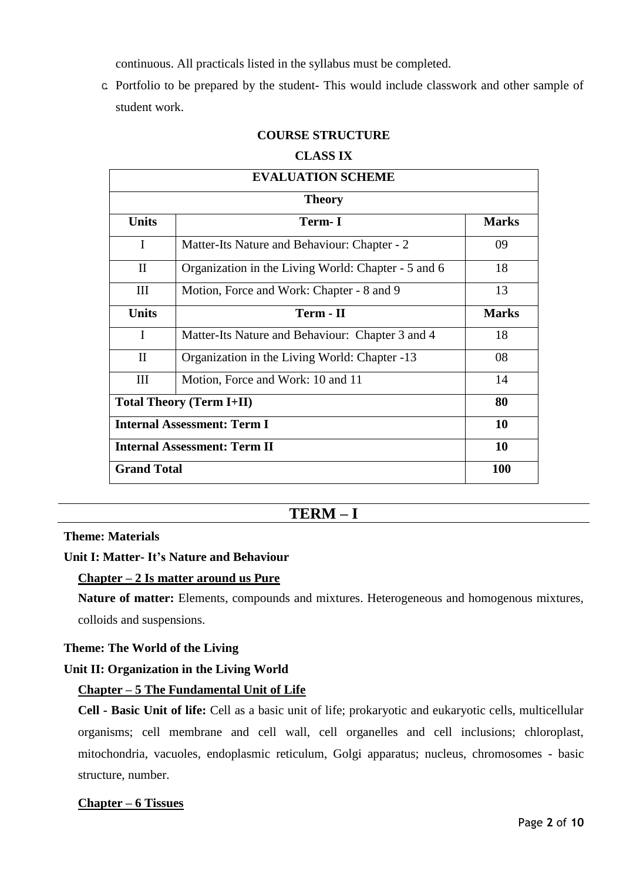continuous. All practicals listed in the syllabus must be completed.

c. Portfolio to be prepared by the student- This would include classwork and other sample of student work.

**COURSE STRUCTURE**

**CLASS IX**

| **EVALUATION SCHEME** | | |
|---|---|---|
| **Theory** | | |
| **Units** | **Term- I** | **Marks** |
| I | Matter-Its Nature and Behaviour: Chapter - 2 | 09 |
| II | Organization in the Living World: Chapter - 5 and 6 | 18 |
| III | Motion, Force and Work: Chapter - 8 and 9 | 13 |
| **Units** | **Term - II** | **Marks** |
| I | Matter-Its Nature and Behaviour: Chapter 3 and 4 | 18 |
| II | Organization in the Living World: Chapter -13 | 08 |
| III | Motion, Force and Work: 10 and 11 | 14 |
| **Total Theory (Term I+II)** | | **80** |
| **Internal Assessment: Term I** | | **10** |
| **Internal Assessment: Term II** | | **10** |
| **Grand Total** | | **100** |

## TERM – I

**Theme: Materials**

**Unit I: Matter- It's Nature and Behaviour**

**Chapter – 2 Is matter around us Pure**

**Nature of matter:** Elements, compounds and mixtures. Heterogeneous and homogenous mixtures, colloids and suspensions.

**Theme: The World of the Living**

**Unit II: Organization in the Living World**

**Chapter – 5 The Fundamental Unit of Life**

**Cell - Basic Unit of life:** Cell as a basic unit of life; prokaryotic and eukaryotic cells, multicellular organisms; cell membrane and cell wall, cell organelles and cell inclusions; chloroplast, mitochondria, vacuoles, endoplasmic reticulum, Golgi apparatus; nucleus, chromosomes - basic structure, number.

**Chapter – 6 Tissues**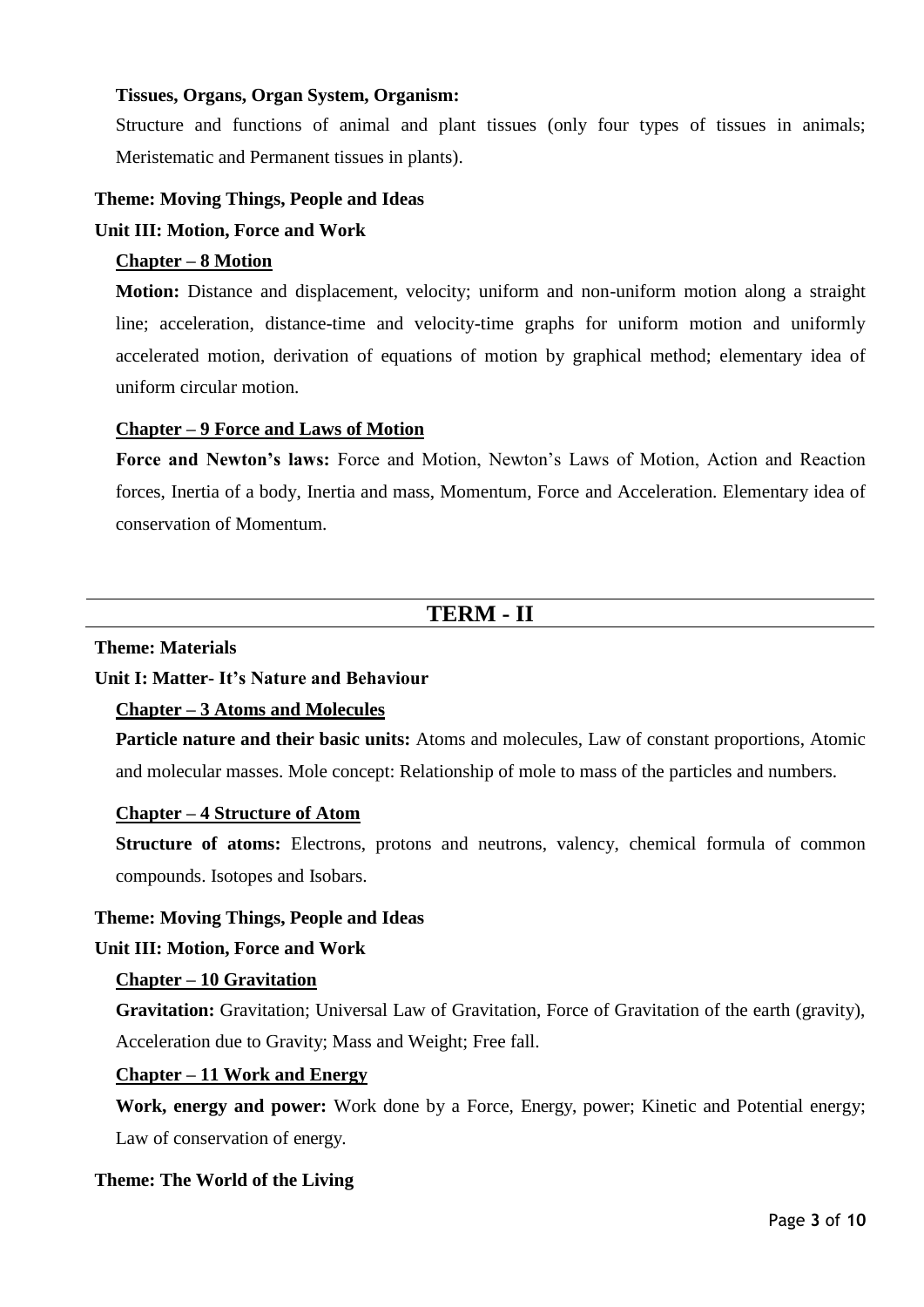**Tissues, Organs, Organ System, Organism:**

Structure and functions of animal and plant tissues (only four types of tissues in animals; Meristematic and Permanent tissues in plants).

**Theme: Moving Things, People and Ideas**

**Unit III: Motion, Force and Work**

**<u>Chapter – 8 Motion</u>**

**Motion:** Distance and displacement, velocity; uniform and non-uniform motion along a straight line; acceleration, distance-time and velocity-time graphs for uniform motion and uniformly accelerated motion, derivation of equations of motion by graphical method; elementary idea of uniform circular motion.

**<u>Chapter – 9 Force and Laws of Motion</u>**

**Force and Newton's laws:** Force and Motion, Newton's Laws of Motion, Action and Reaction forces, Inertia of a body, Inertia and mass, Momentum, Force and Acceleration. Elementary idea of conservation of Momentum.

## TERM - II

**Theme: Materials**

**Unit I: Matter- It's Nature and Behaviour**

**<u>Chapter – 3 Atoms and Molecules</u>**

**Particle nature and their basic units:** Atoms and molecules, Law of constant proportions, Atomic and molecular masses. Mole concept: Relationship of mole to mass of the particles and numbers.

**<u>Chapter – 4 Structure of Atom</u>**

**Structure of atoms:** Electrons, protons and neutrons, valency, chemical formula of common compounds. Isotopes and Isobars.

**Theme: Moving Things, People and Ideas**

**Unit III: Motion, Force and Work**

**<u>Chapter – 10 Gravitation</u>**

**Gravitation:** Gravitation; Universal Law of Gravitation, Force of Gravitation of the earth (gravity), Acceleration due to Gravity; Mass and Weight; Free fall.

**<u>Chapter – 11 Work and Energy</u>**

**Work, energy and power:** Work done by a Force, Energy, power; Kinetic and Potential energy; Law of conservation of energy.

**Theme: The World of the Living**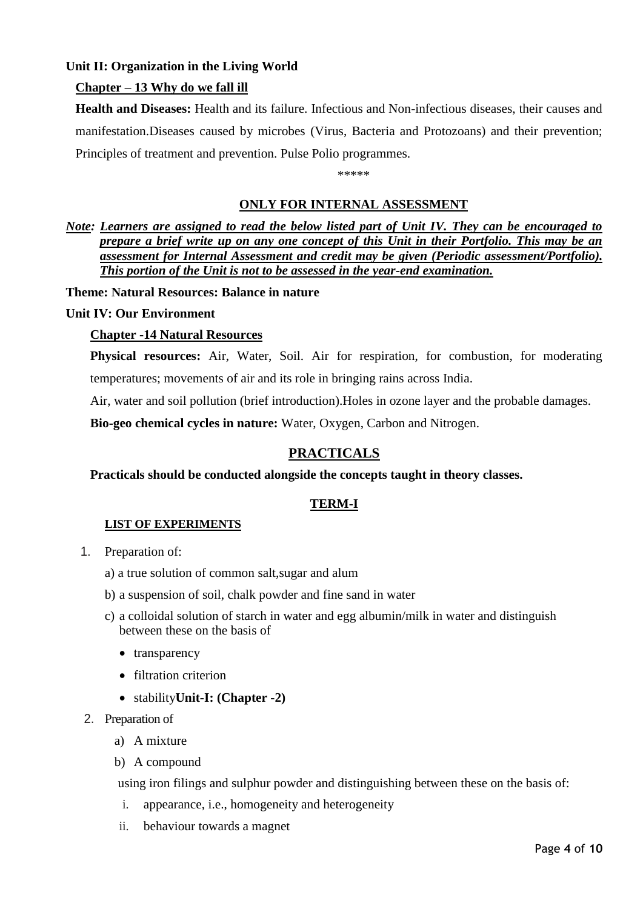**Unit II: Organization in the Living World**

**Chapter – 13 Why do we fall ill**

**Health and Diseases:** Health and its failure. Infectious and Non-infectious diseases, their causes and manifestation.Diseases caused by microbes (Virus, Bacteria and Protozoans) and their prevention; Principles of treatment and prevention. Pulse Polio programmes.

*****

**ONLY FOR INTERNAL ASSESSMENT**

***Note:*** ***Learners are assigned to read the below listed part of Unit IV. They can be encouraged to prepare a brief write up on any one concept of this Unit in their Portfolio. This may be an assessment for Internal Assessment and credit may be given (Periodic assessment/Portfolio). This portion of the Unit is not to be assessed in the year-end examination.***

**Theme: Natural Resources: Balance in nature**

**Unit IV: Our Environment**

**Chapter -14 Natural Resources**

**Physical resources:** Air, Water, Soil. Air for respiration, for combustion, for moderating temperatures; movements of air and its role in bringing rains across India.

Air, water and soil pollution (brief introduction).Holes in ozone layer and the probable damages.

**Bio-geo chemical cycles in nature:** Water, Oxygen, Carbon and Nitrogen.

## PRACTICALS

**Practicals should be conducted alongside the concepts taught in theory classes.**

### TERM-I

**LIST OF EXPERIMENTS**

1. Preparation of:
   a) a true solution of common salt,sugar and alum
   b) a suspension of soil, chalk powder and fine sand in water
   c) a colloidal solution of starch in water and egg albumin/milk in water and distinguish between these on the basis of
      - transparency
      - filtration criterion
      - stability **Unit-I: (Chapter -2)**
2. Preparation of
   a) A mixture
   b) A compound

   using iron filings and sulphur powder and distinguishing between these on the basis of:

   i. appearance, i.e., homogeneity and heterogeneity
   ii. behaviour towards a magnet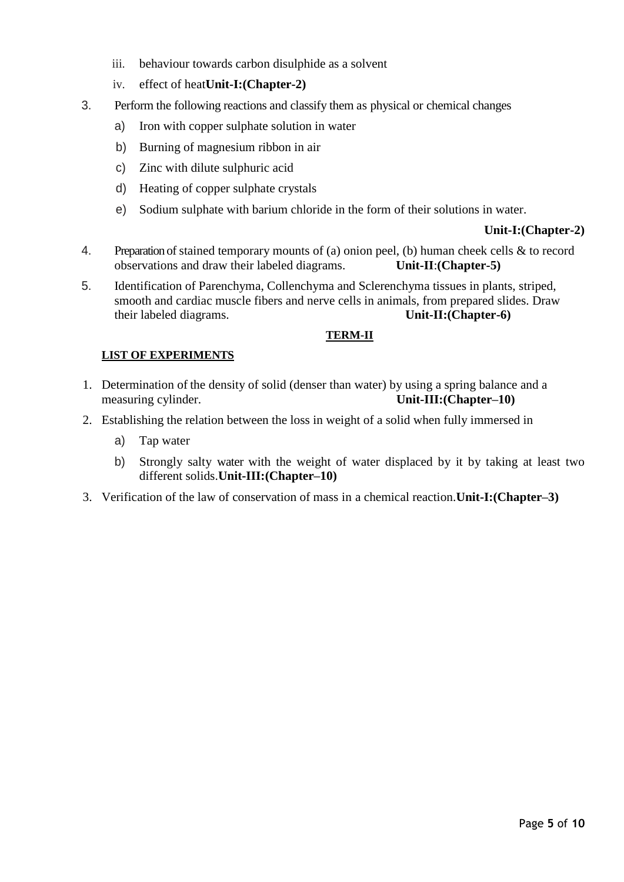iii. behaviour towards carbon disulphide as a solvent

iv. effect of heat**Unit-I:(Chapter-2)**

3. Perform the following reactions and classify them as physical or chemical changes

    a) Iron with copper sulphate solution in water

    b) Burning of magnesium ribbon in air

    c) Zinc with dilute sulphuric acid

    d) Heating of copper sulphate crystals

    e) Sodium sulphate with barium chloride in the form of their solutions in water.

**Unit-I:(Chapter-2)**

4. Preparation of stained temporary mounts of (a) onion peel, (b) human cheek cells & to record observations and draw their labeled diagrams. **Unit-II**:**(Chapter-5)**

5. Identification of Parenchyma, Collenchyma and Sclerenchyma tissues in plants, striped, smooth and cardiac muscle fibers and nerve cells in animals, from prepared slides. Draw their labeled diagrams. **Unit-II:(Chapter-6)**

## TERM-II

### LIST OF EXPERIMENTS

1. Determination of the density of solid (denser than water) by using a spring balance and a measuring cylinder. **Unit-III:(Chapter–10)**

2. Establishing the relation between the loss in weight of a solid when fully immersed in

    a) Tap water

    b) Strongly salty water with the weight of water displaced by it by taking at least two different solids.**Unit-III:(Chapter–10)**

3. Verification of the law of conservation of mass in a chemical reaction.**Unit-I:(Chapter–3)**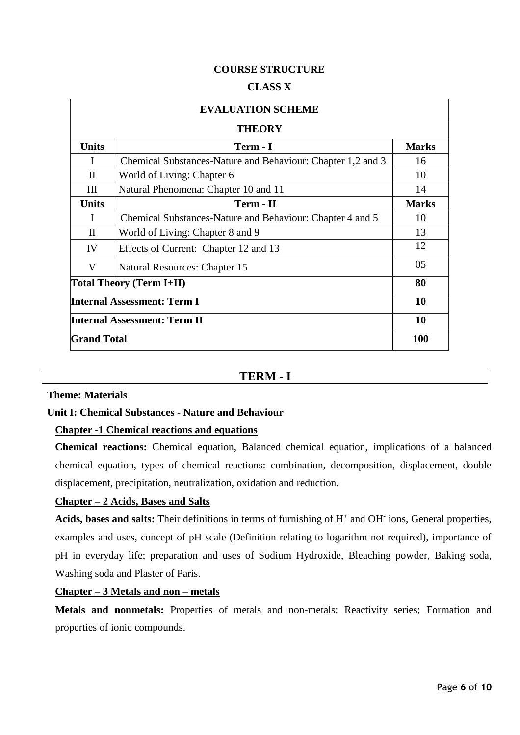**COURSE STRUCTURE**

**CLASS X**

| EVALUATION SCHEME | | |
|---|---|---|
| **THEORY** | | |
| **Units** | **Term - I** | **Marks** |
| I | Chemical Substances-Nature and Behaviour: Chapter 1,2 and 3 | 16 |
| II | World of Living: Chapter 6 | 10 |
| III | Natural Phenomena: Chapter 10 and 11 | 14 |
| **Units** | **Term - II** | **Marks** |
| I | Chemical Substances-Nature and Behaviour: Chapter 4 and 5 | 10 |
| II | World of Living: Chapter 8 and 9 | 13 |
| IV | Effects of Current: Chapter 12 and 13 | 12 |
| V | Natural Resources: Chapter 15 | 05 |
| **Total Theory (Term I+II)** | | **80** |
| **Internal Assessment: Term I** | | **10** |
| **Internal Assessment: Term II** | | **10** |
| **Grand Total** | | **100** |

## TERM - I

**Theme: Materials**

**Unit I: Chemical Substances - Nature and Behaviour**

**Chapter -1 Chemical reactions and equations**

**Chemical reactions:** Chemical equation, Balanced chemical equation, implications of a balanced chemical equation, types of chemical reactions: combination, decomposition, displacement, double displacement, precipitation, neutralization, oxidation and reduction.

**Chapter – 2 Acids, Bases and Salts**

**Acids, bases and salts:** Their definitions in terms of furnishing of $H^+$ and $OH^-$ ions, General properties, examples and uses, concept of pH scale (Definition relating to logarithm not required), importance of pH in everyday life; preparation and uses of Sodium Hydroxide, Bleaching powder, Baking soda, Washing soda and Plaster of Paris.

**Chapter – 3 Metals and non – metals**

**Metals and nonmetals:** Properties of metals and non-metals; Reactivity series; Formation and properties of ionic compounds.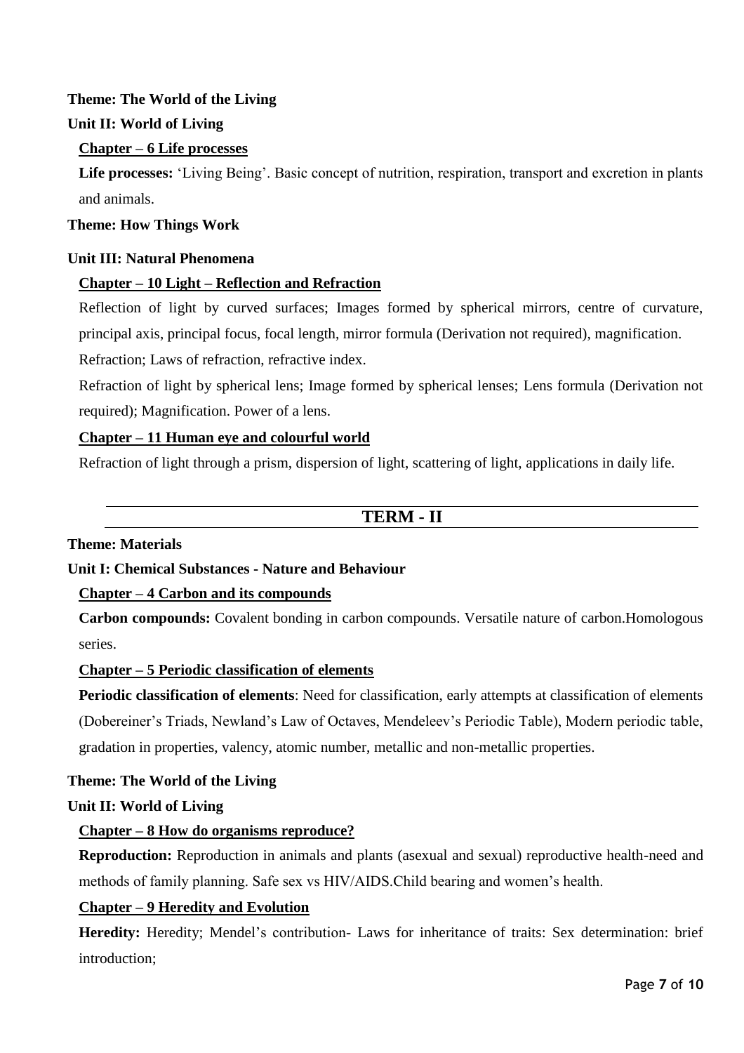**Theme: The World of the Living**

**Unit II: World of Living**

**Chapter – 6 Life processes**

**Life processes:** 'Living Being'. Basic concept of nutrition, respiration, transport and excretion in plants and animals.

**Theme: How Things Work**

**Unit III: Natural Phenomena**

**Chapter – 10 Light – Reflection and Refraction**

Reflection of light by curved surfaces; Images formed by spherical mirrors, centre of curvature, principal axis, principal focus, focal length, mirror formula (Derivation not required), magnification.

Refraction; Laws of refraction, refractive index.

Refraction of light by spherical lens; Image formed by spherical lenses; Lens formula (Derivation not required); Magnification. Power of a lens.

**Chapter – 11 Human eye and colourful world**

Refraction of light through a prism, dispersion of light, scattering of light, applications in daily life.

## TERM - II

**Theme: Materials**

**Unit I: Chemical Substances - Nature and Behaviour**

**Chapter – 4 Carbon and its compounds**

**Carbon compounds:** Covalent bonding in carbon compounds. Versatile nature of carbon.Homologous series.

**Chapter – 5 Periodic classification of elements**

**Periodic classification of elements**: Need for classification, early attempts at classification of elements (Dobereiner's Triads, Newland's Law of Octaves, Mendeleev's Periodic Table), Modern periodic table, gradation in properties, valency, atomic number, metallic and non-metallic properties.

**Theme: The World of the Living**

**Unit II: World of Living**

**Chapter – 8 How do organisms reproduce?**

**Reproduction:** Reproduction in animals and plants (asexual and sexual) reproductive health-need and methods of family planning. Safe sex vs HIV/AIDS.Child bearing and women's health.

**Chapter – 9 Heredity and Evolution**

**Heredity:** Heredity; Mendel's contribution- Laws for inheritance of traits: Sex determination: brief introduction;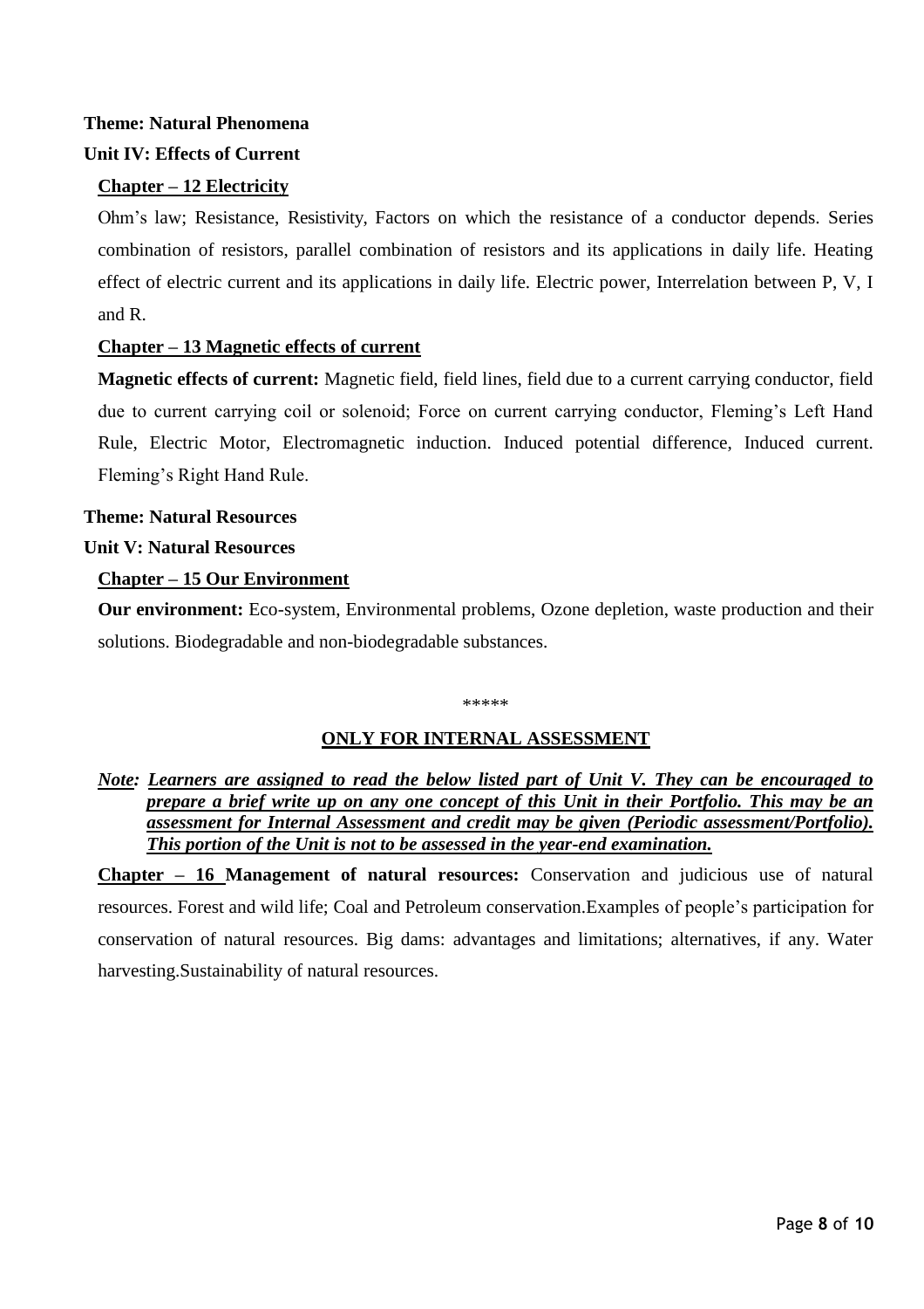**Theme: Natural Phenomena**

**Unit IV: Effects of Current**

**Chapter – 12 Electricity**

Ohm's law; Resistance, Resistivity, Factors on which the resistance of a conductor depends. Series combination of resistors, parallel combination of resistors and its applications in daily life. Heating effect of electric current and its applications in daily life. Electric power, Interrelation between P, V, I and R.

**Chapter – 13 Magnetic effects of current**

**Magnetic effects of current:** Magnetic field, field lines, field due to a current carrying conductor, field due to current carrying coil or solenoid; Force on current carrying conductor, Fleming's Left Hand Rule, Electric Motor, Electromagnetic induction. Induced potential difference, Induced current. Fleming's Right Hand Rule.

**Theme: Natural Resources**

**Unit V: Natural Resources**

**Chapter – 15 Our Environment**

**Our environment:** Eco-system, Environmental problems, Ozone depletion, waste production and their solutions. Biodegradable and non-biodegradable substances.

*****

**ONLY FOR INTERNAL ASSESSMENT**

***Note:* *Learners are assigned to read the below listed part of Unit V. They can be encouraged to prepare a brief write up on any one concept of this Unit in their Portfolio. This may be an assessment for Internal Assessment and credit may be given (Periodic assessment/Portfolio). This portion of the Unit is not to be assessed in the year-end examination.***

**Chapter – 16 Management of natural resources:** Conservation and judicious use of natural resources. Forest and wild life; Coal and Petroleum conservation.Examples of people's participation for conservation of natural resources. Big dams: advantages and limitations; alternatives, if any. Water harvesting.Sustainability of natural resources.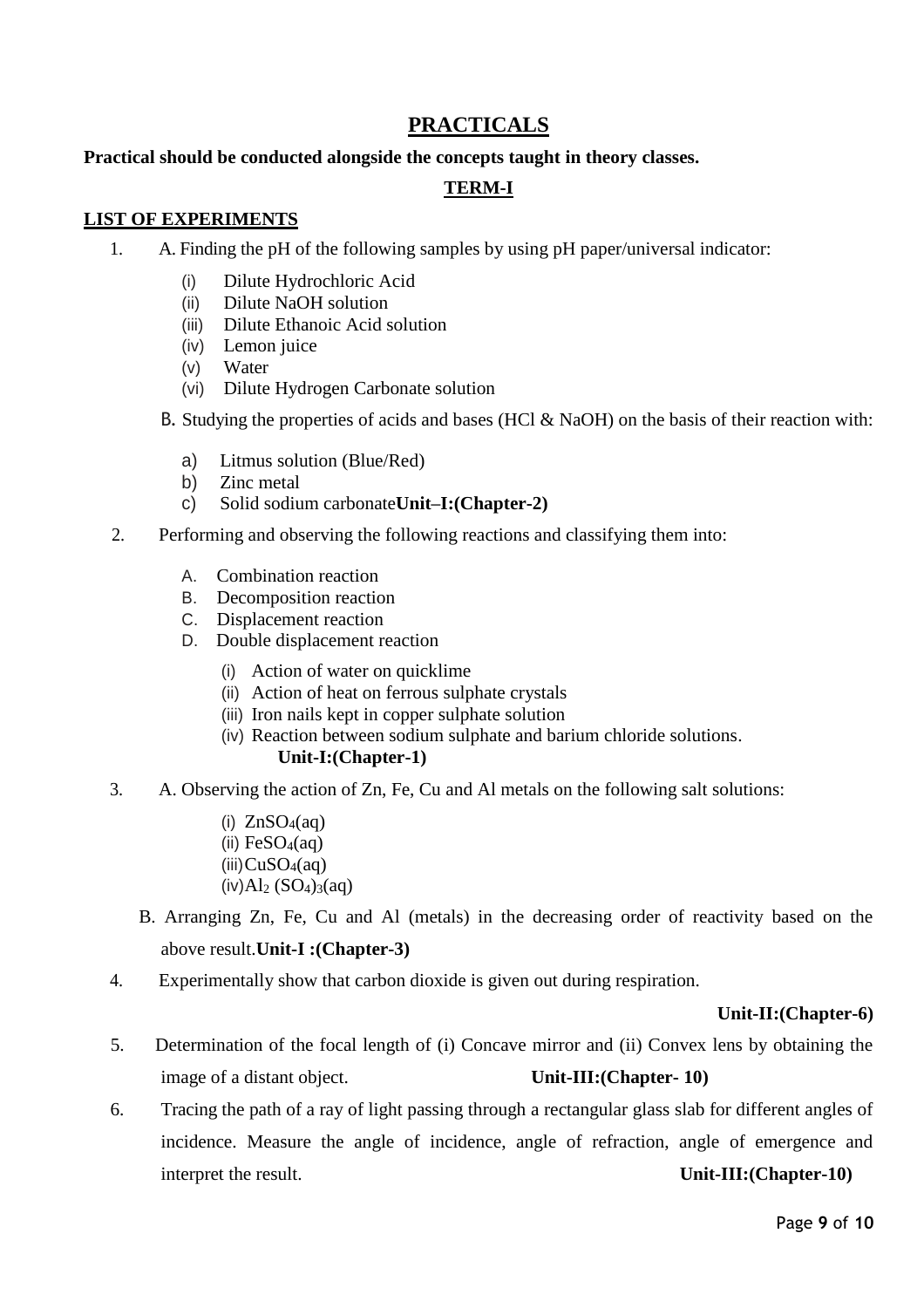## PRACTICALS

**Practical should be conducted alongside the concepts taught in theory classes.**

### TERM-I

**LIST OF EXPERIMENTS**

1. A. Finding the pH of the following samples by using pH paper/universal indicator:

   (i) Dilute Hydrochloric Acid
   (ii) Dilute NaOH solution
   (iii) Dilute Ethanoic Acid solution
   (iv) Lemon juice
   (v) Water
   (vi) Dilute Hydrogen Carbonate solution

   B. Studying the properties of acids and bases (HCl & NaOH) on the basis of their reaction with:

   a) Litmus solution (Blue/Red)
   b) Zinc metal
   c) Solid sodium carbonate **Unit–I:(Chapter-2)**

2. Performing and observing the following reactions and classifying them into:

   A. Combination reaction
   B. Decomposition reaction
   C. Displacement reaction
   D. Double displacement reaction

   (i) Action of water on quicklime
   (ii) Action of heat on ferrous sulphate crystals
   (iii) Iron nails kept in copper sulphate solution
   (iv) Reaction between sodium sulphate and barium chloride solutions.
   **Unit-I:(Chapter-1)**

3. A. Observing the action of Zn, Fe, Cu and Al metals on the following salt solutions:

   (i) $ZnSO_4(aq)$
   (ii) $FeSO_4(aq)$
   (iii) $CuSO_4(aq)$
   (iv) $Al_2(SO_4)_3(aq)$

   B. Arranging Zn, Fe, Cu and Al (metals) in the decreasing order of reactivity based on the above result. **Unit-I :(Chapter-3)**

4. Experimentally show that carbon dioxide is given out during respiration.

   **Unit-II:(Chapter-6)**

5. Determination of the focal length of (i) Concave mirror and (ii) Convex lens by obtaining the image of a distant object. **Unit-III:(Chapter- 10)**

6. Tracing the path of a ray of light passing through a rectangular glass slab for different angles of incidence. Measure the angle of incidence, angle of refraction, angle of emergence and interpret the result. **Unit-III:(Chapter-10)**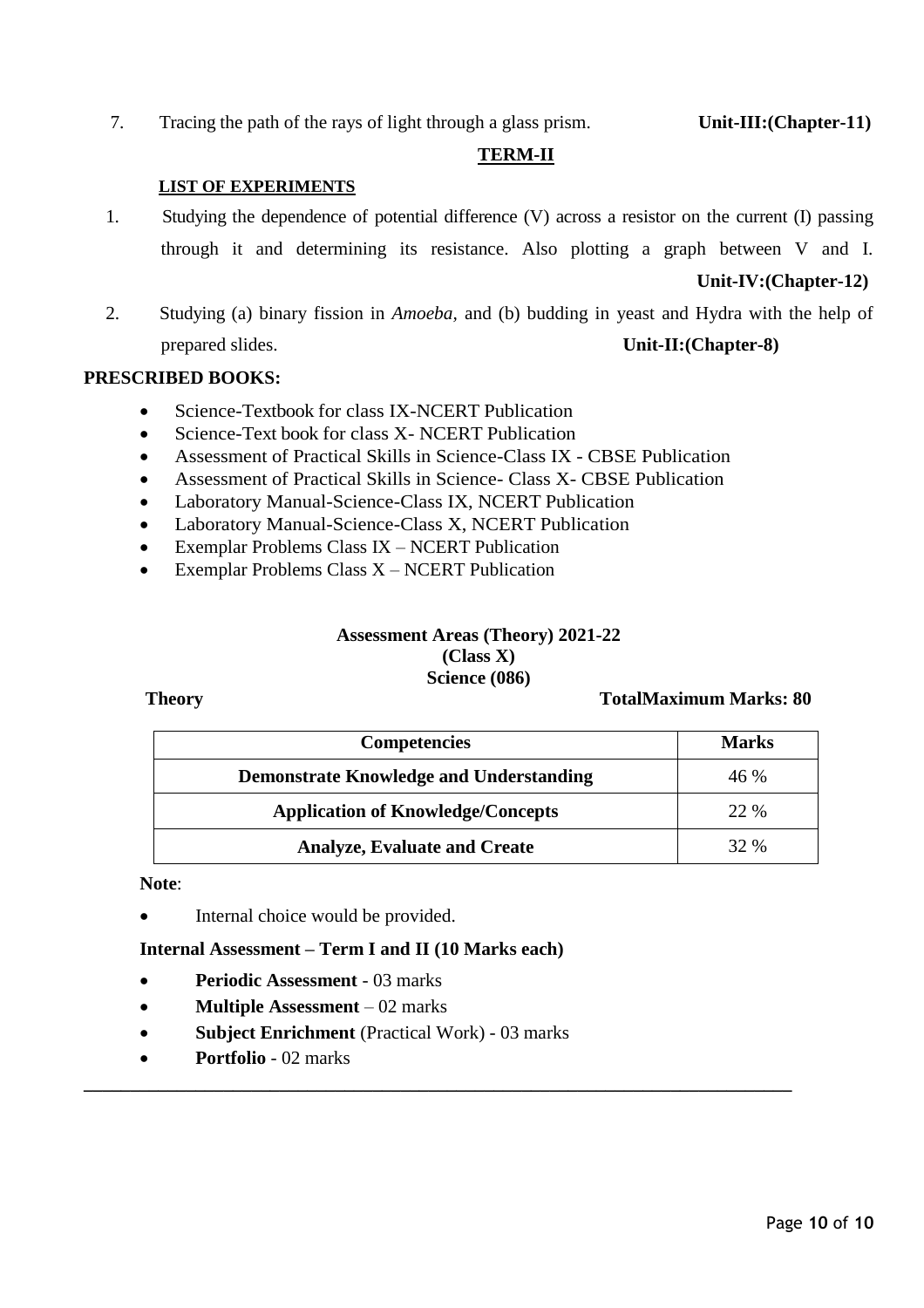7. Tracing the path of the rays of light through a glass prism. **Unit-III:(Chapter-11)**

## TERM-II

### LIST OF EXPERIMENTS

1. Studying the dependence of potential difference (V) across a resistor on the current (I) passing through it and determining its resistance. Also plotting a graph between V and I. **Unit-IV:(Chapter-12)**
2. Studying (a) binary fission in *Amoeba*, and (b) budding in yeast and Hydra with the help of prepared slides. **Unit-II:(Chapter-8)**

**PRESCRIBED BOOKS:**

- Science-Textbook for class IX-NCERT Publication
- Science-Text book for class X- NCERT Publication
- Assessment of Practical Skills in Science-Class IX - CBSE Publication
- Assessment of Practical Skills in Science- Class X- CBSE Publication
- Laboratory Manual-Science-Class IX, NCERT Publication
- Laboratory Manual-Science-Class X, NCERT Publication
- Exemplar Problems Class IX – NCERT Publication
- Exemplar Problems Class X – NCERT Publication

**Assessment Areas (Theory) 2021-22**
**(Class X)**
**Science (086)**

**Theory** **TotalMaximum Marks: 80**

| Competencies | Marks |
|---|---|
| **Demonstrate Knowledge and Understanding** | 46 % |
| **Application of Knowledge/Concepts** | 22 % |
| **Analyze, Evaluate and Create** | 32 % |

**Note**:

- Internal choice would be provided.

**Internal Assessment – Term I and II (10 Marks each)**

- **Periodic Assessment** - 03 marks
- **Multiple Assessment** – 02 marks
- **Subject Enrichment** (Practical Work) - 03 marks
- **Portfolio** - 02 marks